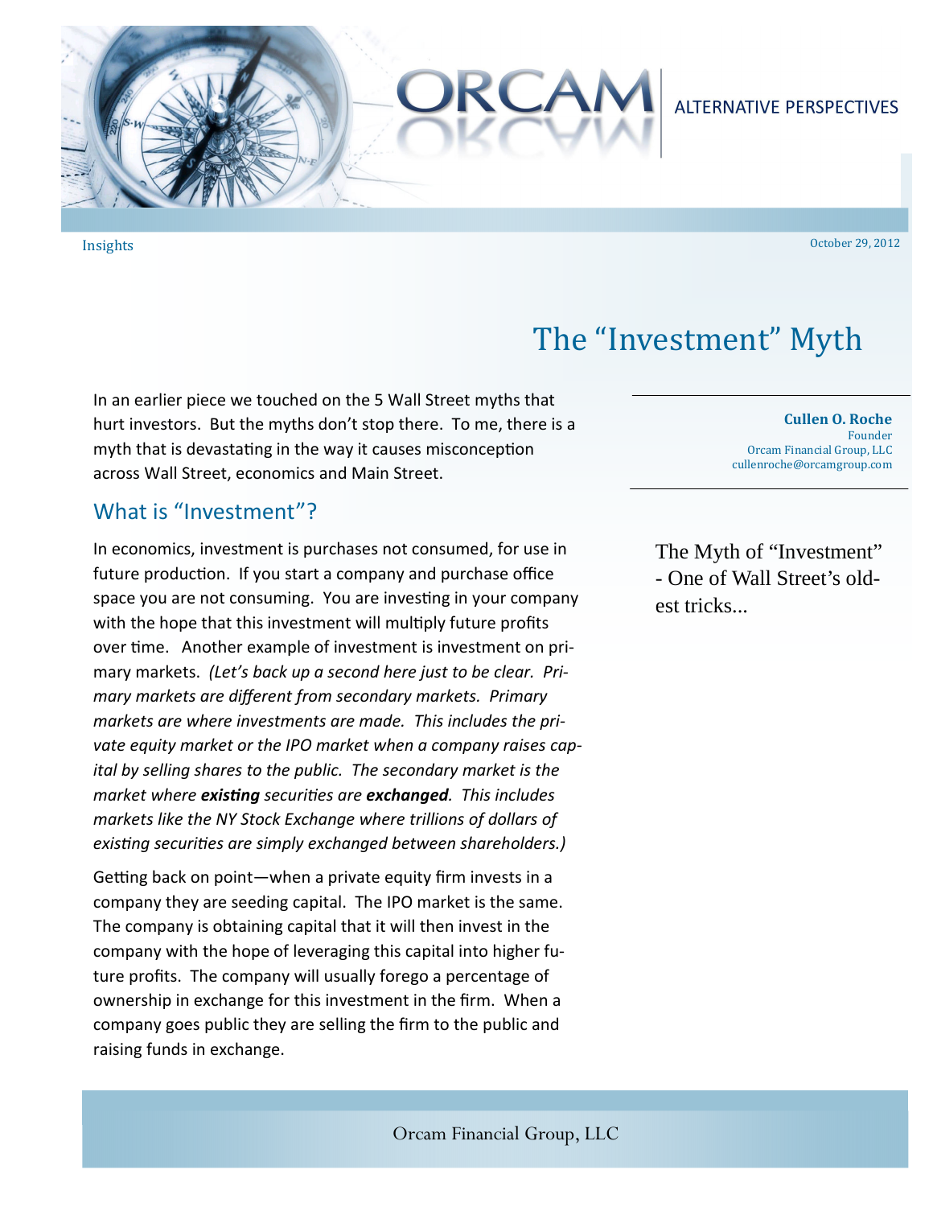ALTERNATIVE PERSPECTIVES

Insights

October 29, 2012

# The "Investment" Myth

**Cullen O. Roche**
Founder
Orcam Financial Group, LLC
cullenroche@orcamgroup.com

The Myth of "Investment" - One of Wall Street's oldest tricks...

In an earlier piece we touched on the 5 Wall Street myths that hurt investors. But the myths don't stop there. To me, there is a myth that is devastating in the way it causes misconception across Wall Street, economics and Main Street.

## What is "Investment"?

In economics, investment is purchases not consumed, for use in future production. If you start a company and purchase office space you are not consuming. You are investing in your company with the hope that this investment will multiply future profits over time. Another example of investment is investment on primary markets. *(Let's back up a second here just to be clear. Primary markets are different from secondary markets. Primary markets are where investments are made. This includes the private equity market or the IPO market when a company raises capital by selling shares to the public. The secondary market is the market where **existing** securities are **exchanged**. This includes markets like the NY Stock Exchange where trillions of dollars of existing securities are simply exchanged between shareholders.)*

Getting back on point—when a private equity firm invests in a company they are seeding capital. The IPO market is the same. The company is obtaining capital that it will then invest in the company with the hope of leveraging this capital into higher future profits. The company will usually forego a percentage of ownership in exchange for this investment in the firm. When a company goes public they are selling the firm to the public and raising funds in exchange.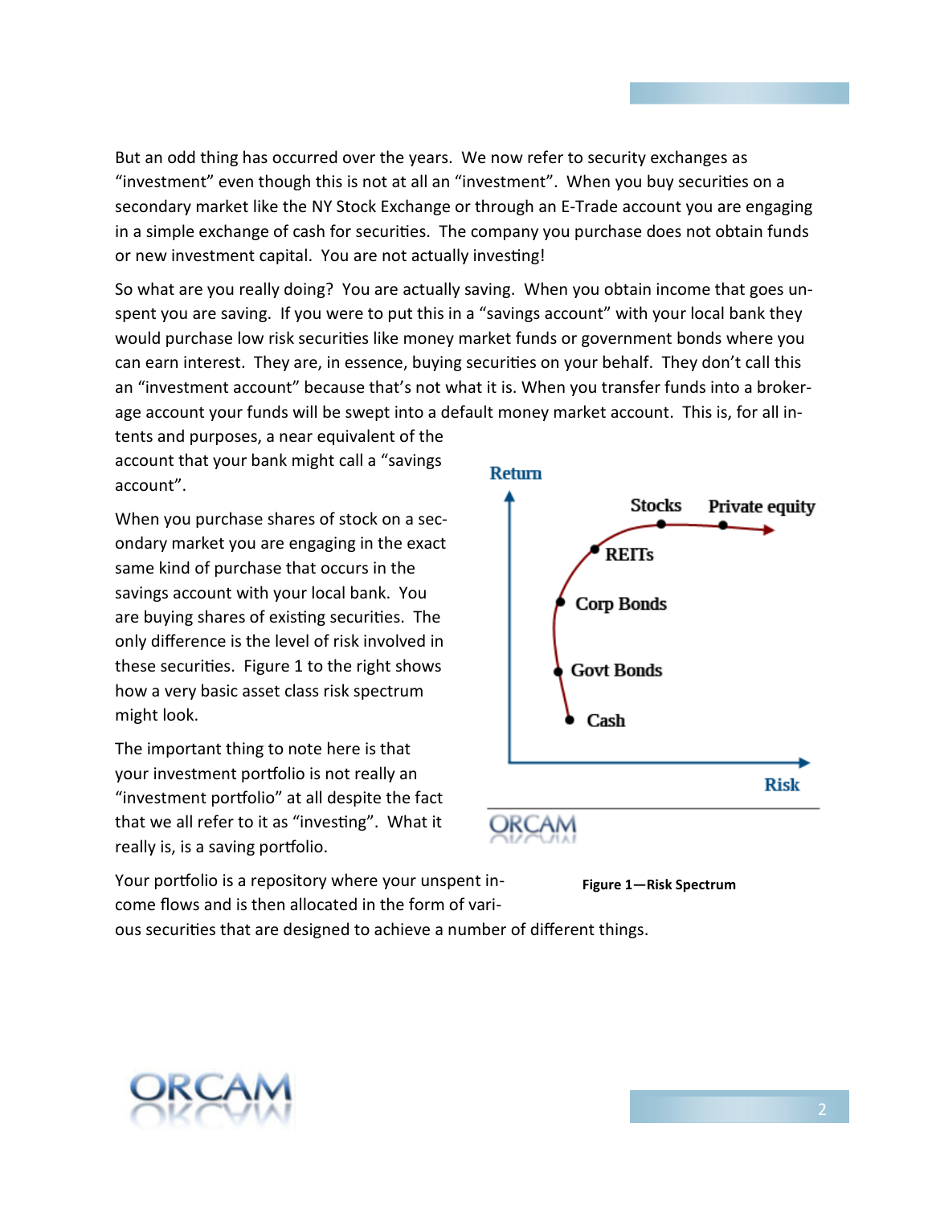But an odd thing has occurred over the years. We now refer to security exchanges as "investment" even though this is not at all an "investment". When you buy securities on a secondary market like the NY Stock Exchange or through an E-Trade account you are engaging in a simple exchange of cash for securities. The company you purchase does not obtain funds or new investment capital. You are not actually investing!

So what are you really doing? You are actually saving. When you obtain income that goes unspent you are saving. If you were to put this in a "savings account" with your local bank they would purchase low risk securities like money market funds or government bonds where you can earn interest. They are, in essence, buying securities on your behalf. They don't call this an "investment account" because that's not what it is. When you transfer funds into a brokerage account your funds will be swept into a default money market account. This is, for all intents and purposes, a near equivalent of the account that your bank might call a "savings account".

When you purchase shares of stock on a secondary market you are engaging in the exact same kind of purchase that occurs in the savings account with your local bank. You are buying shares of existing securities. The only difference is the level of risk involved in these securities. Figure 1 to the right shows how a very basic asset class risk spectrum might look.

The important thing to note here is that your investment portfolio is not really an "investment portfolio" at all despite the fact that we all refer to it as "investing". What it really is, is a saving portfolio.

**Figure 1—Risk Spectrum**

Your portfolio is a repository where your unspent income flows and is then allocated in the form of various securities that are designed to achieve a number of different things.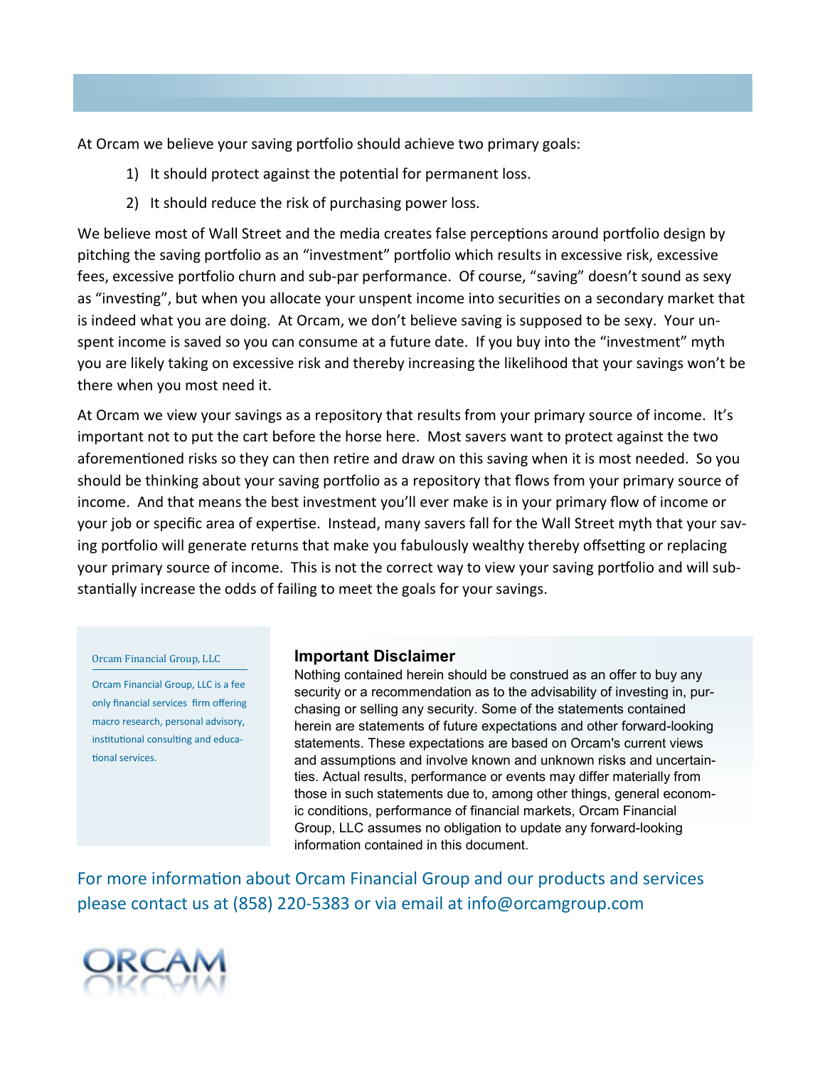At Orcam we believe your saving portfolio should achieve two primary goals:

1) It should protect against the potential for permanent loss.
2) It should reduce the risk of purchasing power loss.

We believe most of Wall Street and the media creates false perceptions around portfolio design by pitching the saving portfolio as an "investment" portfolio which results in excessive risk, excessive fees, excessive portfolio churn and sub-par performance. Of course, "saving" doesn't sound as sexy as "investing", but when you allocate your unspent income into securities on a secondary market that is indeed what you are doing. At Orcam, we don't believe saving is supposed to be sexy. Your unspent income is saved so you can consume at a future date. If you buy into the "investment" myth you are likely taking on excessive risk and thereby increasing the likelihood that your savings won't be there when you most need it.

At Orcam we view your savings as a repository that results from your primary source of income. It's important not to put the cart before the horse here. Most savers want to protect against the two aforementioned risks so they can then retire and draw on this saving when it is most needed. So you should be thinking about your saving portfolio as a repository that flows from your primary source of income. And that means the best investment you'll ever make is in your primary flow of income or your job or specific area of expertise. Instead, many savers fall for the Wall Street myth that your saving portfolio will generate returns that make you fabulously wealthy thereby offsetting or replacing your primary source of income. This is not the correct way to view your saving portfolio and will substantially increase the odds of failing to meet the goals for your savings.

Orcam Financial Group, LLC

Orcam Financial Group, LLC is a fee only financial services firm offering macro research, personal advisory, institutional consulting and educational services.

**Important Disclaimer**

Nothing contained herein should be construed as an offer to buy any security or a recommendation as to the advisability of investing in, purchasing or selling any security. Some of the statements contained herein are statements of future expectations and other forward-looking statements. These expectations are based on Orcam's current views and assumptions and involve known and unknown risks and uncertainties. Actual results, performance or events may differ materially from those in such statements due to, among other things, general economic conditions, performance of financial markets, Orcam Financial Group, LLC assumes no obligation to update any forward-looking information contained in this document.

For more information about Orcam Financial Group and our products and services please contact us at (858) 220-5383 or via email at info@orcamgroup.com

ORCAM